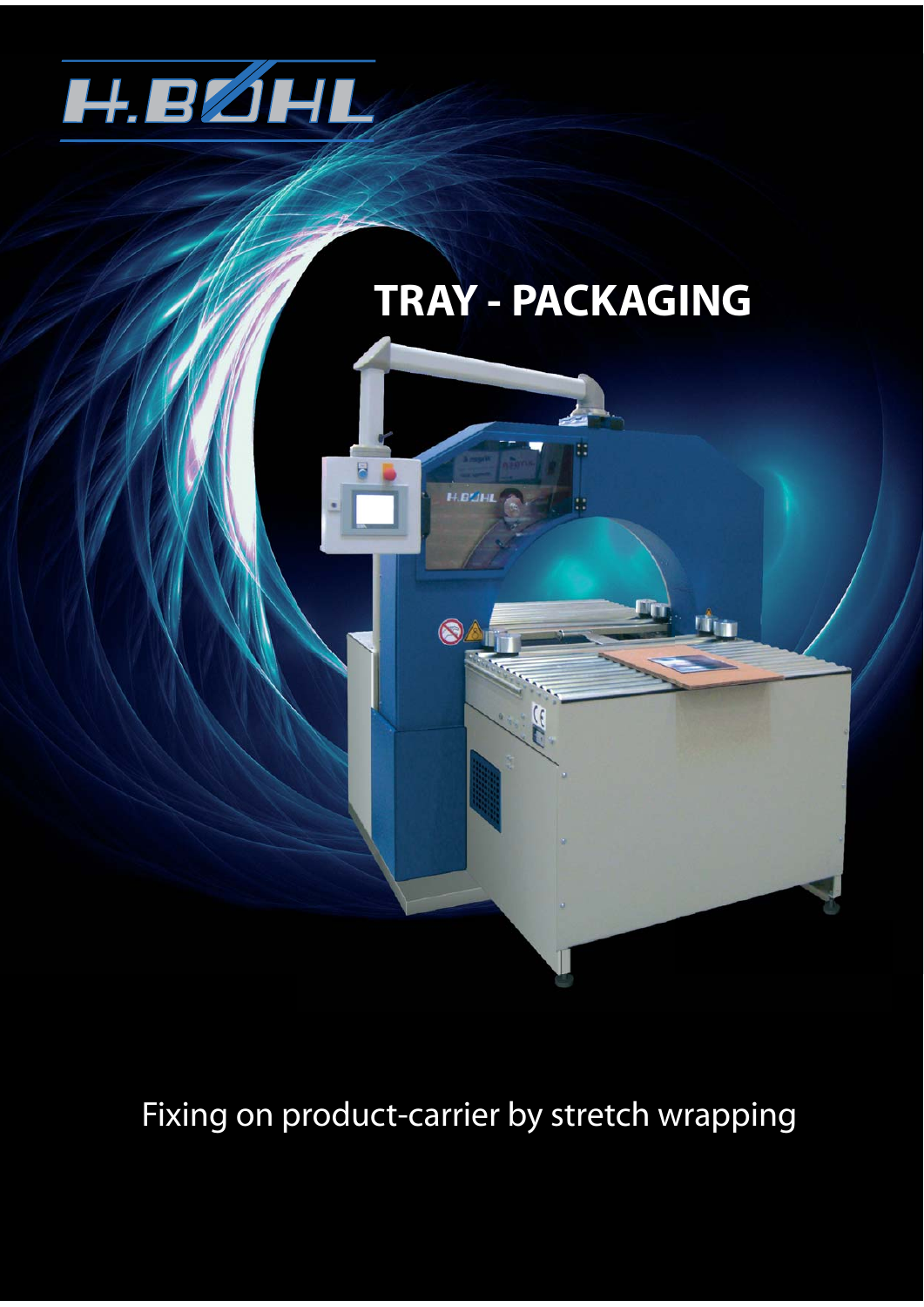H.BØHL

# TRAY - PACKAGING

Fixing on product-carrier by stretch wrapping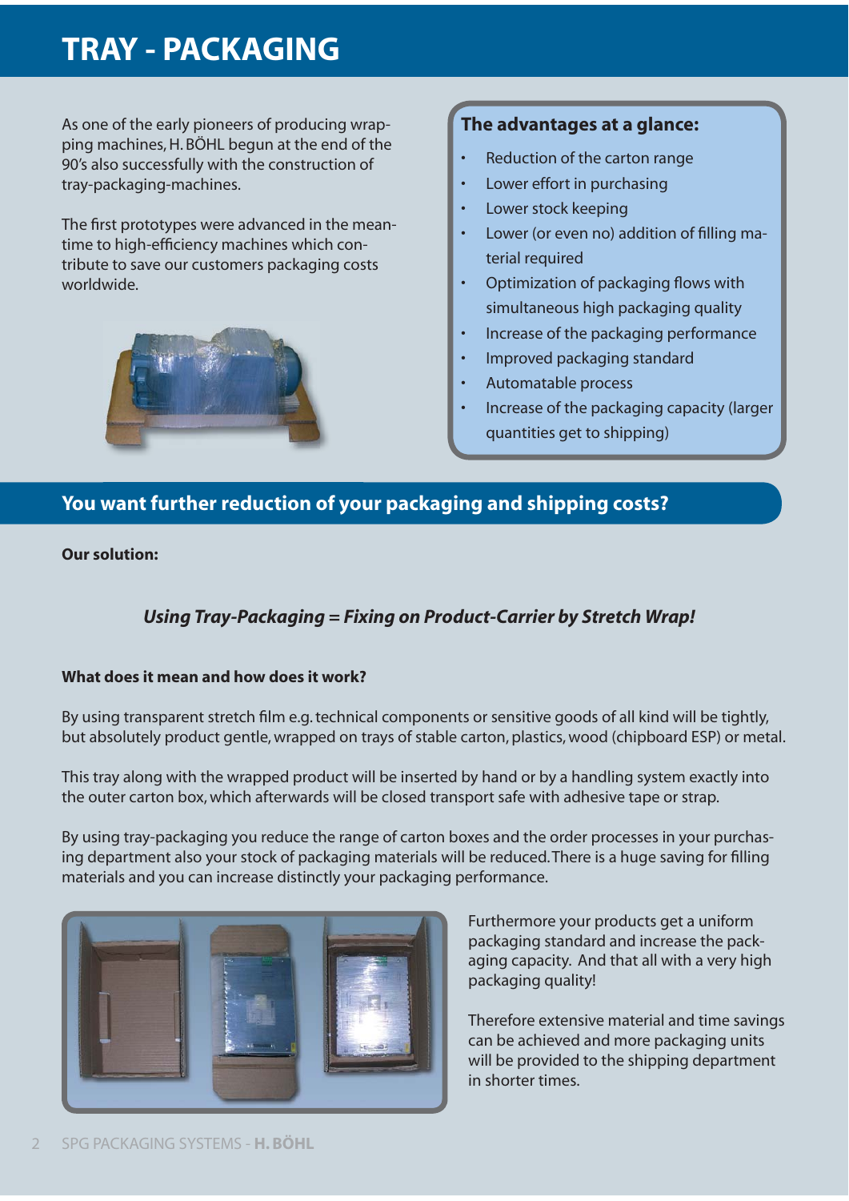# TRAY - PACKAGING

As one of the early pioneers of producing wrapping machines, H. BÖHL begun at the end of the 90's also successfully with the construction of tray-packaging-machines.

The first prototypes were advanced in the meantime to high-efficiency machines which contribute to save our customers packaging costs worldwide.

**The advantages at a glance:**

- Reduction of the carton range
- Lower effort in purchasing
- Lower stock keeping
- Lower (or even no) addition of filling material required
- Optimization of packaging flows with simultaneous high packaging quality
- Increase of the packaging performance
- Improved packaging standard
- Automatable process
- Increase of the packaging capacity (larger quantities get to shipping)

## You want further reduction of your packaging and shipping costs?

**Our solution:**

***Using Tray-Packaging = Fixing on Product-Carrier by Stretch Wrap!***

**What does it mean and how does it work?**

By using transparent stretch film e.g. technical components or sensitive goods of all kind will be tightly, but absolutely product gentle, wrapped on trays of stable carton, plastics, wood (chipboard ESP) or metal.

This tray along with the wrapped product will be inserted by hand or by a handling system exactly into the outer carton box, which afterwards will be closed transport safe with adhesive tape or strap.

By using tray-packaging you reduce the range of carton boxes and the order processes in your purchasing department also your stock of packaging materials will be reduced. There is a huge saving for filling materials and you can increase distinctly your packaging performance.

Furthermore your products get a uniform packaging standard and increase the packaging capacity. And that all with a very high packaging quality!

Therefore extensive material and time savings can be achieved and more packaging units will be provided to the shipping department in shorter times.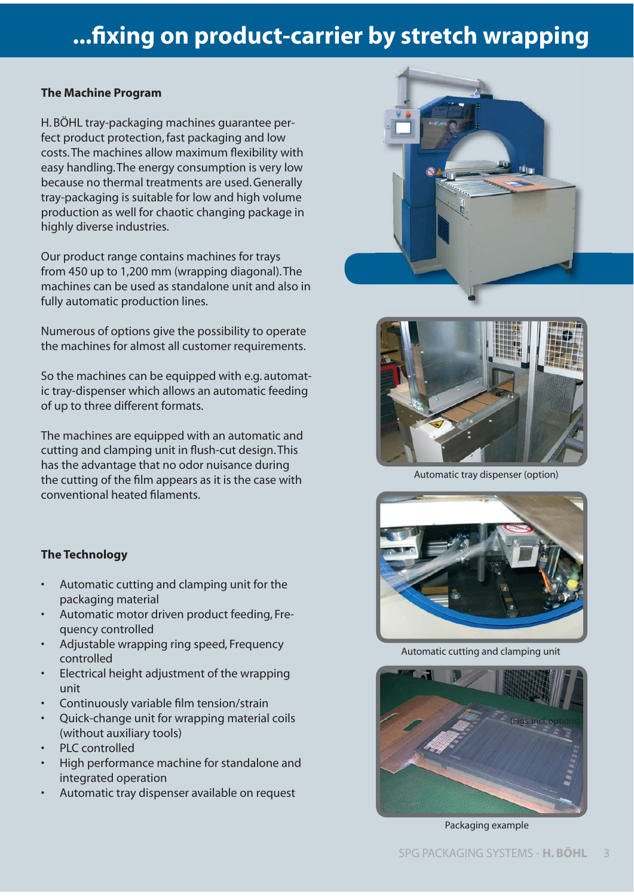# ...fixing on product-carrier by stretch wrapping

## The Machine Program

H. BÖHL tray-packaging machines guarantee perfect product protection, fast packaging and low costs. The machines allow maximum flexibility with easy handling. The energy consumption is very low because no thermal treatments are used. Generally tray-packaging is suitable for low and high volume production as well for chaotic changing package in highly diverse industries.

Our product range contains machines for trays from 450 up to 1,200 mm (wrapping diagonal). The machines can be used as standalone unit and also in fully automatic production lines.

Numerous of options give the possibility to operate the machines for almost all customer requirements.

So the machines can be equipped with e.g. automatic tray-dispenser which allows an automatic feeding of up to three different formats.

The machines are equipped with an automatic and cutting and clamping unit in flush-cut design. This has the advantage that no odor nuisance during the cutting of the film appears as it is the case with conventional heated filaments.

## The Technology

- Automatic cutting and clamping unit for the packaging material
- Automatic motor driven product feeding, Frequency controlled
- Adjustable wrapping ring speed, Frequency controlled
- Electrical height adjustment of the wrapping unit
- Continuously variable film tension/strain
- Quick-change unit for wrapping material coils (without auxiliary tools)
- PLC controlled
- High performance machine for standalone and integrated operation
- Automatic tray dispenser available on request

Automatic tray dispenser (option)

Automatic cutting and clamping unit

(Figs. incl. options)

Packaging example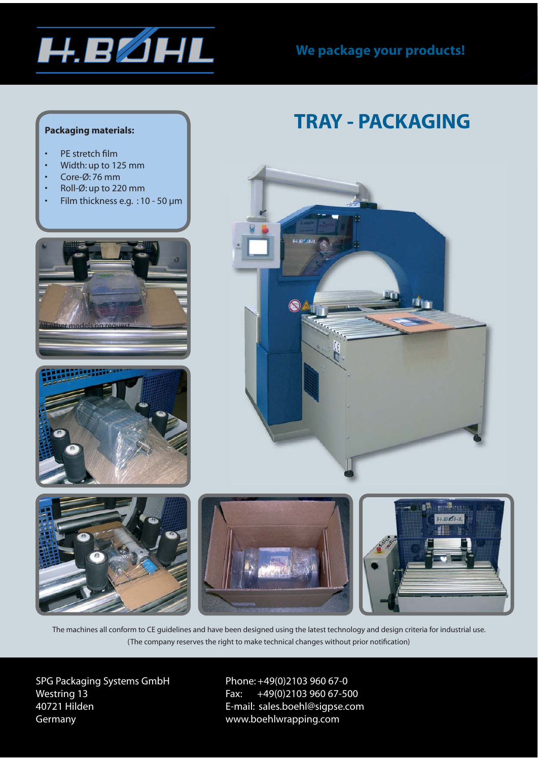H.BØHL

**We package your products!**

# TRAY - PACKAGING

**Packaging materials:**

- PE stretch film
- Width: up to 125 mm
- Core-Ø: 76 mm
- Roll-Ø: up to 220 mm
- Film thickness e.g. : 10 - 50 µm

All other models on request

The machines all conform to CE guidelines and have been designed using the latest technology and design criteria for industrial use.
(The company reserves the right to make technical changes without prior notification)

SPG Packaging Systems GmbH
Westring 13
40721 Hilden
Germany

Phone: +49(0)2103 960 67-0
Fax: +49(0)2103 960 67-500
E-mail: sales.boehl@sigpse.com
www.boehlwrapping.com